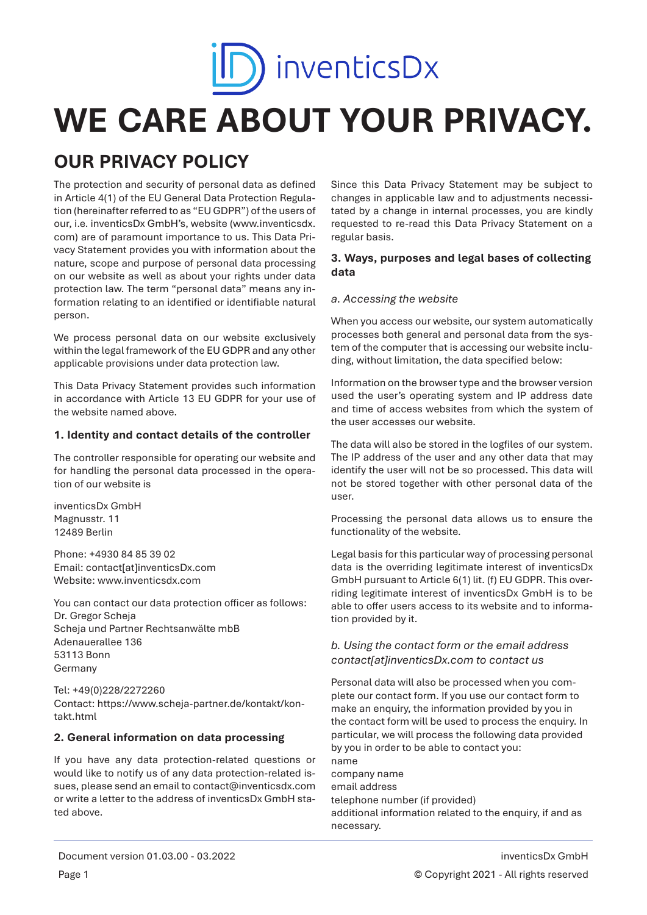inventicsDx

# WE CARE ABOUT YOUR PRIVACY.

## OUR PRIVACY POLICY

The protection and security of personal data as defined in Article 4(1) of the EU General Data Protection Regulation (hereinafter referred to as "EU GDPR") of the users of our, i.e. inventicsDx GmbH's, website (www.inventicsdx.com) are of paramount importance to us. This Data Privacy Statement provides you with information about the nature, scope and purpose of personal data processing on our website as well as about your rights under data protection law. The term "personal data" means any information relating to an identified or identifiable natural person.

We process personal data on our website exclusively within the legal framework of the EU GDPR and any other applicable provisions under data protection law.

This Data Privacy Statement provides such information in accordance with Article 13 EU GDPR for your use of the website named above.

### 1. Identity and contact details of the controller

The controller responsible for operating our website and for handling the personal data processed in the operation of our website is

inventicsDx GmbH
Magnusstr. 11
12489 Berlin

Phone: +4930 84 85 39 02
Email: contact[at]inventicsDx.com
Website: www.inventicsdx.com

You can contact our data protection officer as follows:
Dr. Gregor Scheja
Scheja und Partner Rechtsanwälte mbB
Adenauerallee 136
53113 Bonn
Germany

Tel: +49(0)228/2272260
Contact: https://www.scheja-partner.de/kontakt/kontakt.html

### 2. General information on data processing

If you have any data protection-related questions or would like to notify us of any data protection-related issues, please send an email to contact@inventicsdx.com or write a letter to the address of inventicsDx GmbH stated above.

Since this Data Privacy Statement may be subject to changes in applicable law and to adjustments necessitated by a change in internal processes, you are kindly requested to re-read this Data Privacy Statement on a regular basis.

### 3. Ways, purposes and legal bases of collecting data

*a. Accessing the website*

When you access our website, our system automatically processes both general and personal data from the system of the computer that is accessing our website including, without limitation, the data specified below:

Information on the browser type and the browser version used the user's operating system and IP address date and time of access websites from which the system of the user accesses our website.

The data will also be stored in the logfiles of our system. The IP address of the user and any other data that may identify the user will not be so processed. This data will not be stored together with other personal data of the user.

Processing the personal data allows us to ensure the functionality of the website.

Legal basis for this particular way of processing personal data is the overriding legitimate interest of inventicsDx GmbH pursuant to Article 6(1) lit. (f) EU GDPR. This overriding legitimate interest of inventicsDx GmbH is to be able to offer users access to its website and to information provided by it.

*b. Using the contact form or the email address contact[at]inventicsDx.com to contact us*

Personal data will also be processed when you complete our contact form. If you use our contact form to make an enquiry, the information provided by you in the contact form will be used to process the enquiry. In particular, we will process the following data provided by you in order to be able to contact you:
name
company name
email address
telephone number (if provided)
additional information related to the enquiry, if and as necessary.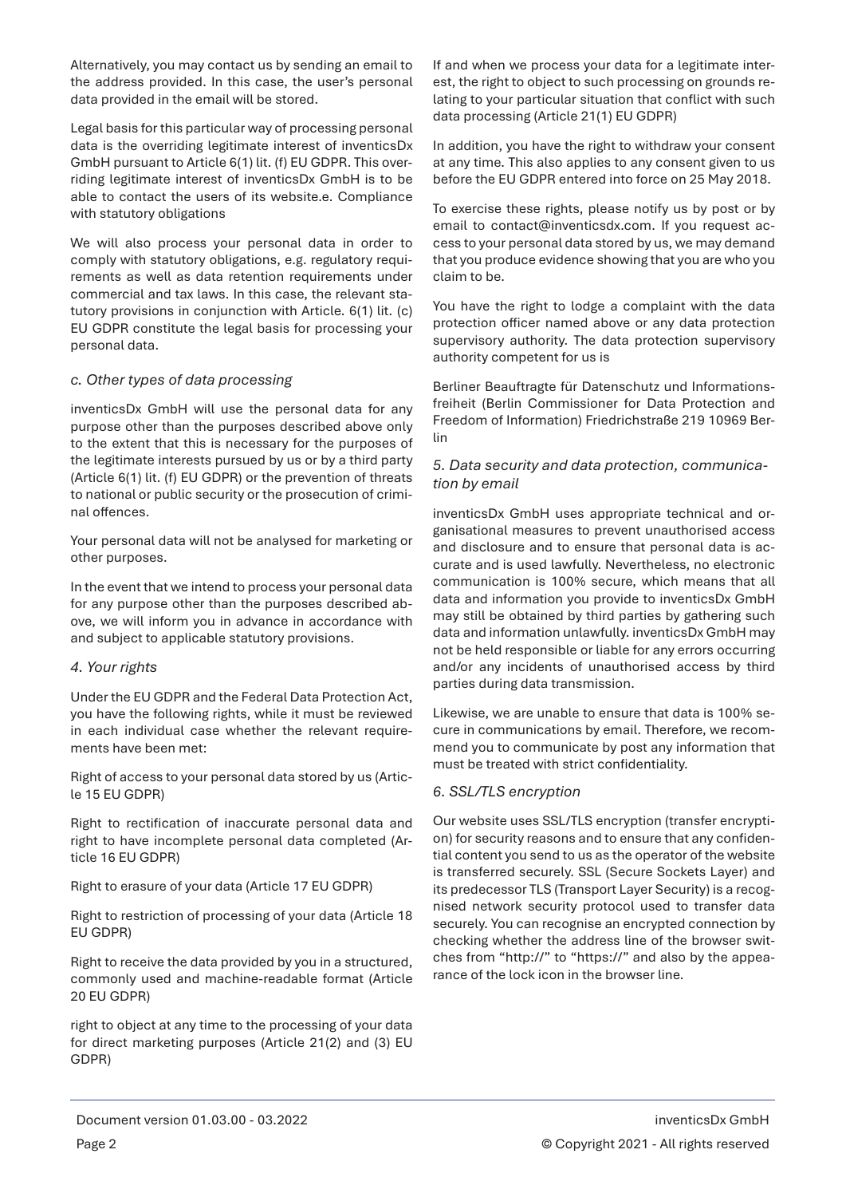Alternatively, you may contact us by sending an email to the address provided. In this case, the user's personal data provided in the email will be stored.

Legal basis for this particular way of processing personal data is the overriding legitimate interest of inventicsDx GmbH pursuant to Article 6(1) lit. (f) EU GDPR. This overriding legitimate interest of inventicsDx GmbH is to be able to contact the users of its website.e. Compliance with statutory obligations

We will also process your personal data in order to comply with statutory obligations, e.g. regulatory requirements as well as data retention requirements under commercial and tax laws. In this case, the relevant statutory provisions in conjunction with Article. 6(1) lit. (c) EU GDPR constitute the legal basis for processing your personal data.

### *c. Other types of data processing*

inventicsDx GmbH will use the personal data for any purpose other than the purposes described above only to the extent that this is necessary for the purposes of the legitimate interests pursued by us or by a third party (Article 6(1) lit. (f) EU GDPR) or the prevention of threats to national or public security or the prosecution of criminal offences.

Your personal data will not be analysed for marketing or other purposes.

In the event that we intend to process your personal data for any purpose other than the purposes described above, we will inform you in advance in accordance with and subject to applicable statutory provisions.

## *4. Your rights*

Under the EU GDPR and the Federal Data Protection Act, you have the following rights, while it must be reviewed in each individual case whether the relevant requirements have been met:

Right of access to your personal data stored by us (Article 15 EU GDPR)

Right to rectification of inaccurate personal data and right to have incomplete personal data completed (Article 16 EU GDPR)

Right to erasure of your data (Article 17 EU GDPR)

Right to restriction of processing of your data (Article 18 EU GDPR)

Right to receive the data provided by you in a structured, commonly used and machine-readable format (Article 20 EU GDPR)

right to object at any time to the processing of your data for direct marketing purposes (Article 21(2) and (3) EU GDPR)

If and when we process your data for a legitimate interest, the right to object to such processing on grounds relating to your particular situation that conflict with such data processing (Article 21(1) EU GDPR)

In addition, you have the right to withdraw your consent at any time. This also applies to any consent given to us before the EU GDPR entered into force on 25 May 2018.

To exercise these rights, please notify us by post or by email to contact@inventicsdx.com. If you request access to your personal data stored by us, we may demand that you produce evidence showing that you are who you claim to be.

You have the right to lodge a complaint with the data protection officer named above or any data protection supervisory authority. The data protection supervisory authority competent for us is

Berliner Beauftragte für Datenschutz und Informationsfreiheit (Berlin Commissioner for Data Protection and Freedom of Information) Friedrichstraße 219 10969 Berlin

## *5. Data security and data protection, communication by email*

inventicsDx GmbH uses appropriate technical and organisational measures to prevent unauthorised access and disclosure and to ensure that personal data is accurate and is used lawfully. Nevertheless, no electronic communication is 100% secure, which means that all data and information you provide to inventicsDx GmbH may still be obtained by third parties by gathering such data and information unlawfully. inventicsDx GmbH may not be held responsible or liable for any errors occurring and/or any incidents of unauthorised access by third parties during data transmission.

Likewise, we are unable to ensure that data is 100% secure in communications by email. Therefore, we recommend you to communicate by post any information that must be treated with strict confidentiality.

## *6. SSL/TLS encryption*

Our website uses SSL/TLS encryption (transfer encryption) for security reasons and to ensure that any confidential content you send to us as the operator of the website is transferred securely. SSL (Secure Sockets Layer) and its predecessor TLS (Transport Layer Security) is a recognised network security protocol used to transfer data securely. You can recognise an encrypted connection by checking whether the address line of the browser switches from "http://" to "https://" and also by the appearance of the lock icon in the browser line.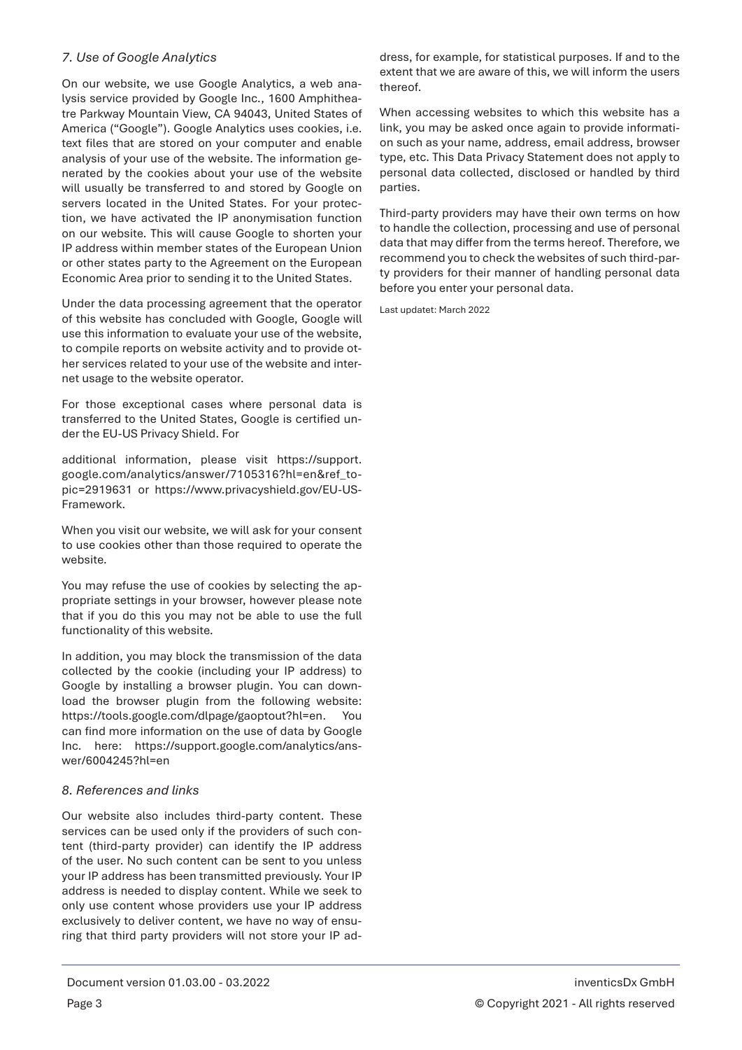### *7. Use of Google Analytics*

On our website, we use Google Analytics, a web analysis service provided by Google Inc., 1600 Amphitheatre Parkway Mountain View, CA 94043, United States of America ("Google"). Google Analytics uses cookies, i.e. text files that are stored on your computer and enable analysis of your use of the website. The information generated by the cookies about your use of the website will usually be transferred to and stored by Google on servers located in the United States. For your protection, we have activated the IP anonymisation function on our website. This will cause Google to shorten your IP address within member states of the European Union or other states party to the Agreement on the European Economic Area prior to sending it to the United States.

Under the data processing agreement that the operator of this website has concluded with Google, Google will use this information to evaluate your use of the website, to compile reports on website activity and to provide other services related to your use of the website and internet usage to the website operator.

For those exceptional cases where personal data is transferred to the United States, Google is certified under the EU-US Privacy Shield. For

additional information, please visit https://support.google.com/analytics/answer/7105316?hl=en&ref_topic=2919631 or https://www.privacyshield.gov/EU-US-Framework.

When you visit our website, we will ask for your consent to use cookies other than those required to operate the website.

You may refuse the use of cookies by selecting the appropriate settings in your browser, however please note that if you do this you may not be able to use the full functionality of this website.

In addition, you may block the transmission of the data collected by the cookie (including your IP address) to Google by installing a browser plugin. You can download the browser plugin from the following website: https://tools.google.com/dlpage/gaoptout?hl=en. You can find more information on the use of data by Google Inc. here: https://support.google.com/analytics/answer/6004245?hl=en

### *8. References and links*

Our website also includes third-party content. These services can be used only if the providers of such content (third-party provider) can identify the IP address of the user. No such content can be sent to you unless your IP address has been transmitted previously. Your IP address is needed to display content. While we seek to only use content whose providers use your IP address exclusively to deliver content, we have no way of ensuring that third party providers will not store your IP address, for example, for statistical purposes. If and to the extent that we are aware of this, we will inform the users thereof.

When accessing websites to which this website has a link, you may be asked once again to provide information such as your name, address, email address, browser type, etc. This Data Privacy Statement does not apply to personal data collected, disclosed or handled by third parties.

Third-party providers may have their own terms on how to handle the collection, processing and use of personal data that may differ from the terms hereof. Therefore, we recommend you to check the websites of such third-party providers for their manner of handling personal data before you enter your personal data.

Last updatet: March 2022